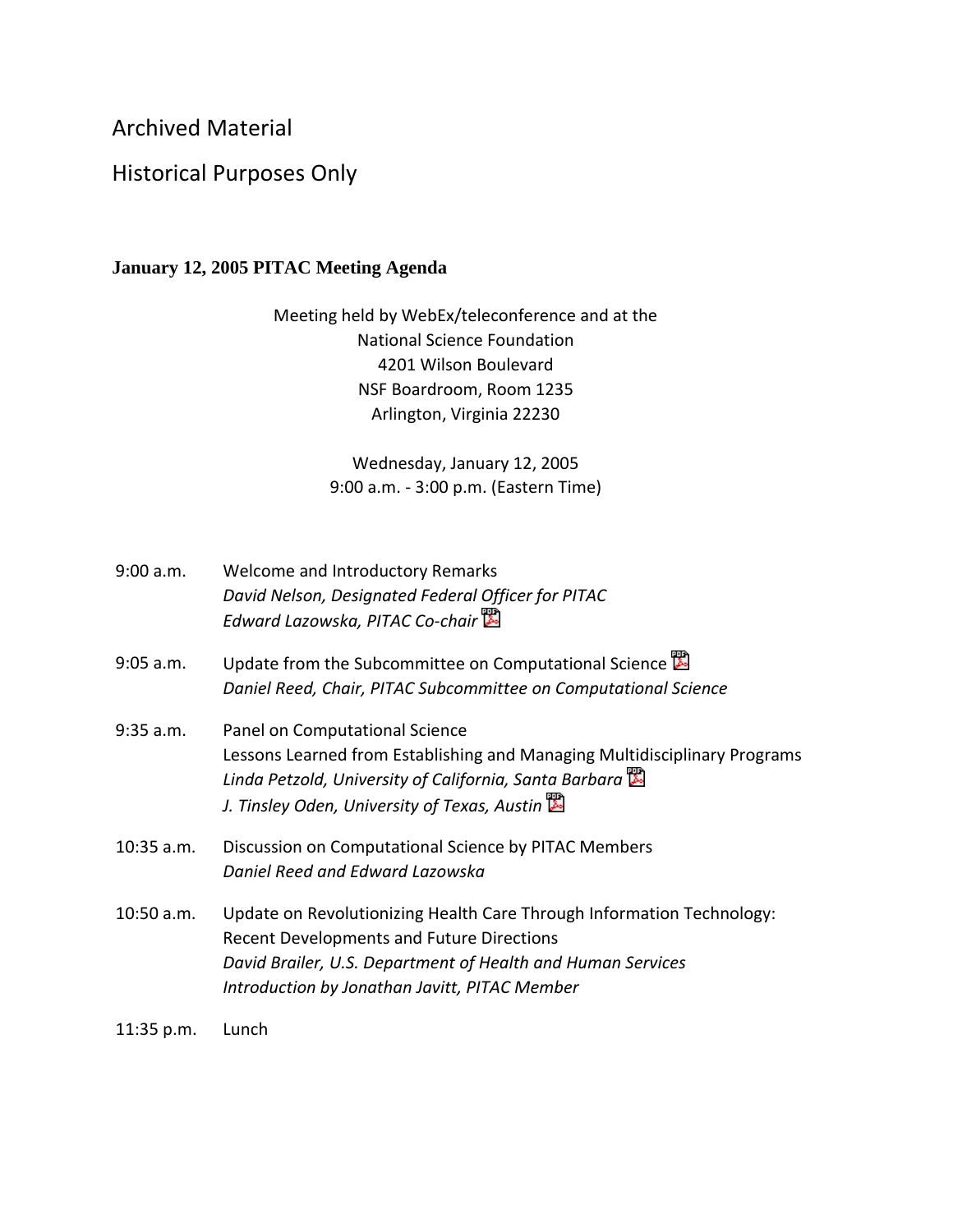Archived Material

Historical Purposes Only

## January 12, 2005 PITAC Meeting Agenda

Meeting held by WebEx/teleconference and at the
National Science Foundation
4201 Wilson Boulevard
NSF Boardroom, Room 1235
Arlington, Virginia 22230

Wednesday, January 12, 2005
9:00 a.m. - 3:00 p.m. (Eastern Time)

9:00 a.m. Welcome and Introductory Remarks
*David Nelson, Designated Federal Officer for PITAC*
*Edward Lazowska, PITAC Co-chair*

9:05 a.m. Update from the Subcommittee on Computational Science
*Daniel Reed, Chair, PITAC Subcommittee on Computational Science*

9:35 a.m. Panel on Computational Science
Lessons Learned from Establishing and Managing Multidisciplinary Programs
*Linda Petzold, University of California, Santa Barbara*
*J. Tinsley Oden, University of Texas, Austin*

10:35 a.m. Discussion on Computational Science by PITAC Members
*Daniel Reed and Edward Lazowska*

10:50 a.m. Update on Revolutionizing Health Care Through Information Technology: Recent Developments and Future Directions
*David Brailer, U.S. Department of Health and Human Services*
*Introduction by Jonathan Javitt, PITAC Member*

11:35 p.m. Lunch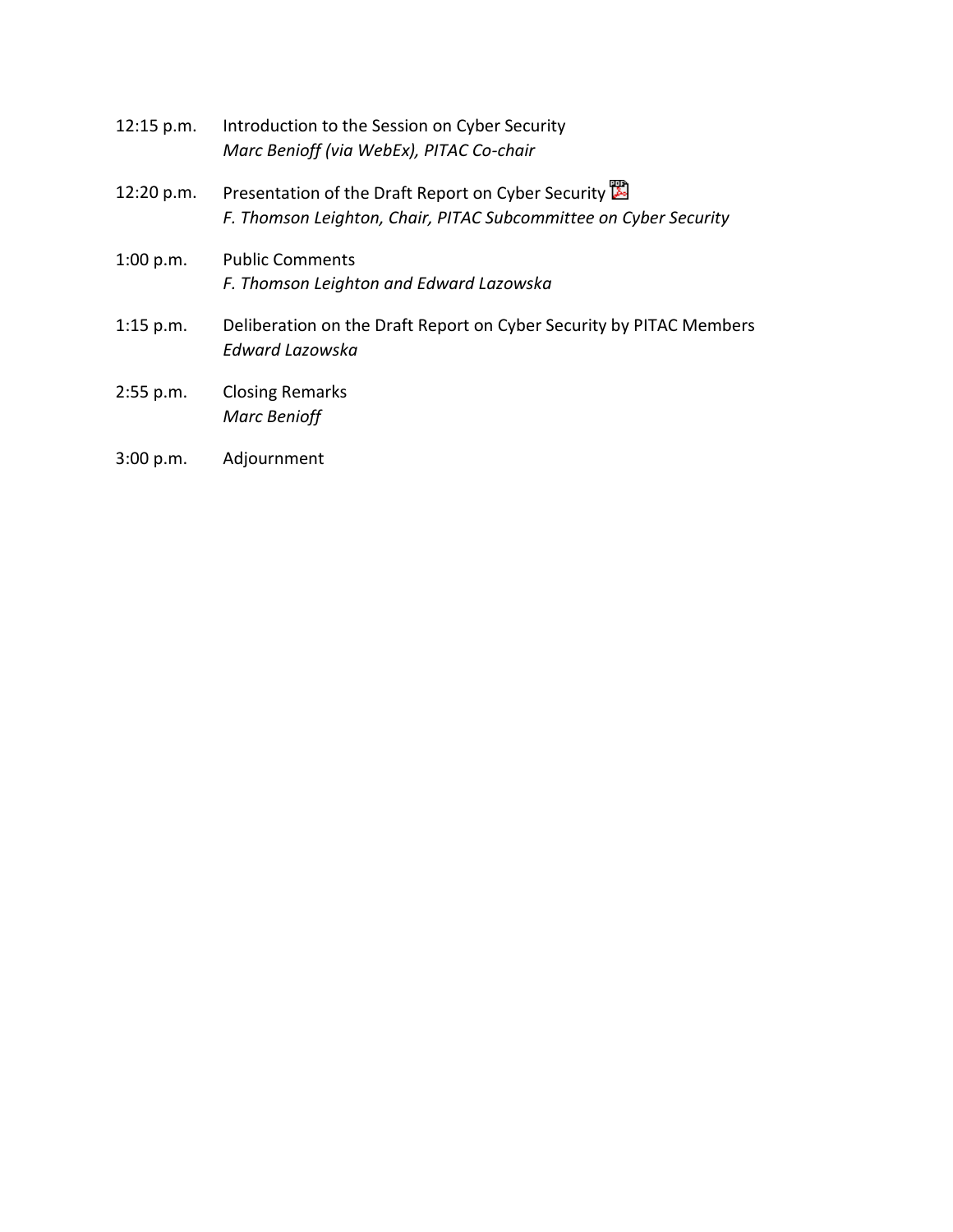12:15 p.m. Introduction to the Session on Cyber Security
*Marc Benioff (via WebEx), PITAC Co-chair*

12:20 p.m. Presentation of the Draft Report on Cyber Security
*F. Thomson Leighton, Chair, PITAC Subcommittee on Cyber Security*

1:00 p.m. Public Comments
*F. Thomson Leighton and Edward Lazowska*

1:15 p.m. Deliberation on the Draft Report on Cyber Security by PITAC Members
*Edward Lazowska*

2:55 p.m. Closing Remarks
*Marc Benioff*

3:00 p.m. Adjournment